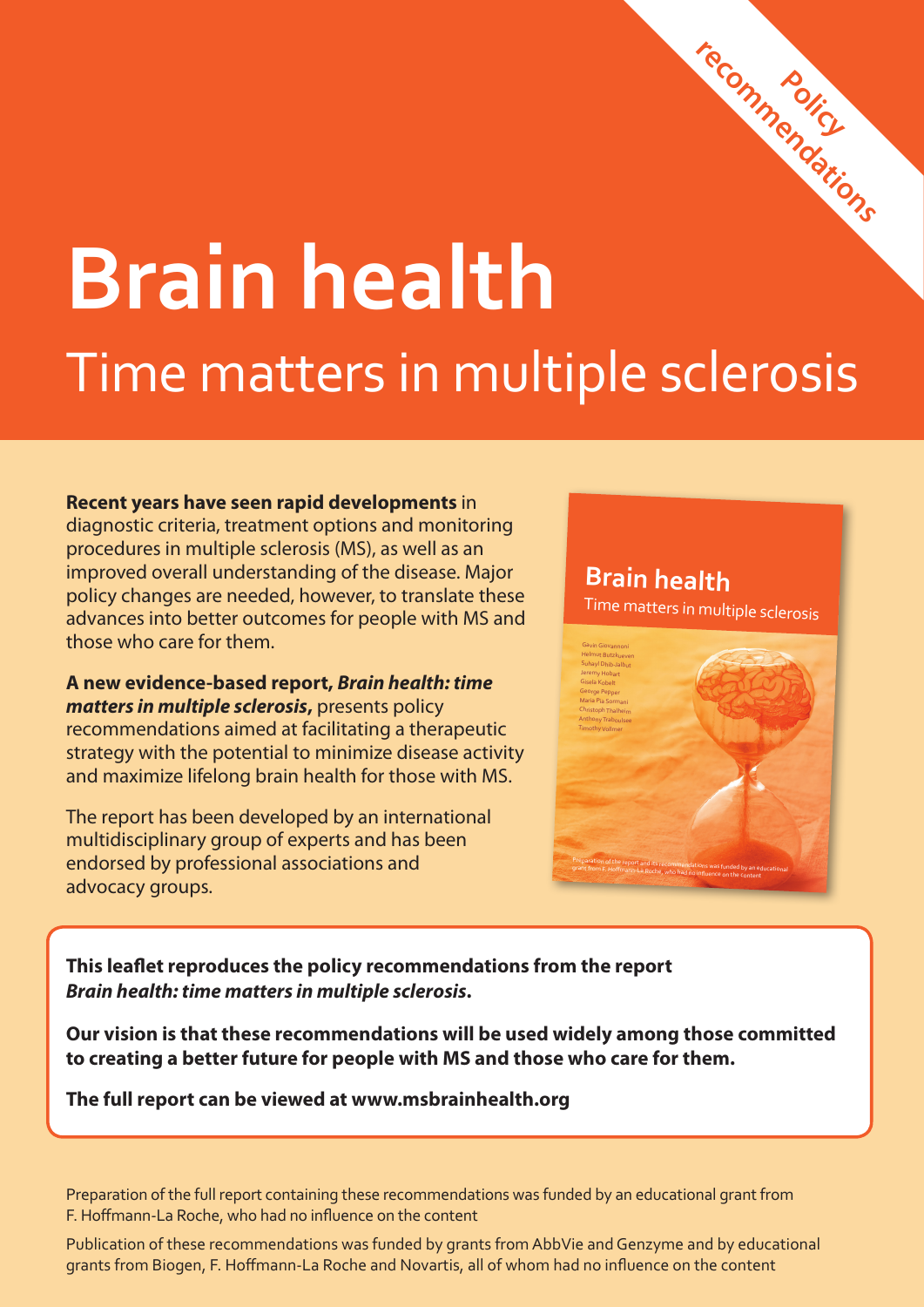Policy recommendations

# Brain health

## Time matters in multiple sclerosis

**Recent years have seen rapid developments** in diagnostic criteria, treatment options and monitoring procedures in multiple sclerosis (MS), as well as an improved overall understanding of the disease. Major policy changes are needed, however, to translate these advances into better outcomes for people with MS and those who care for them.

**A new evidence-based report, *Brain health: time matters in multiple sclerosis*,** presents policy recommendations aimed at facilitating a therapeutic strategy with the potential to minimize disease activity and maximize lifelong brain health for those with MS.

The report has been developed by an international multidisciplinary group of experts and has been endorsed by professional associations and advocacy groups.

**This leaflet reproduces the policy recommendations from the report *Brain health: time matters in multiple sclerosis*.**

**Our vision is that these recommendations will be used widely among those committed to creating a better future for people with MS and those who care for them.**

**The full report can be viewed at www.msbrainhealth.org**

Preparation of the full report containing these recommendations was funded by an educational grant from F. Hoffmann-La Roche, who had no influence on the content

Publication of these recommendations was funded by grants from AbbVie and Genzyme and by educational grants from Biogen, F. Hoffmann-La Roche and Novartis, all of whom had no influence on the content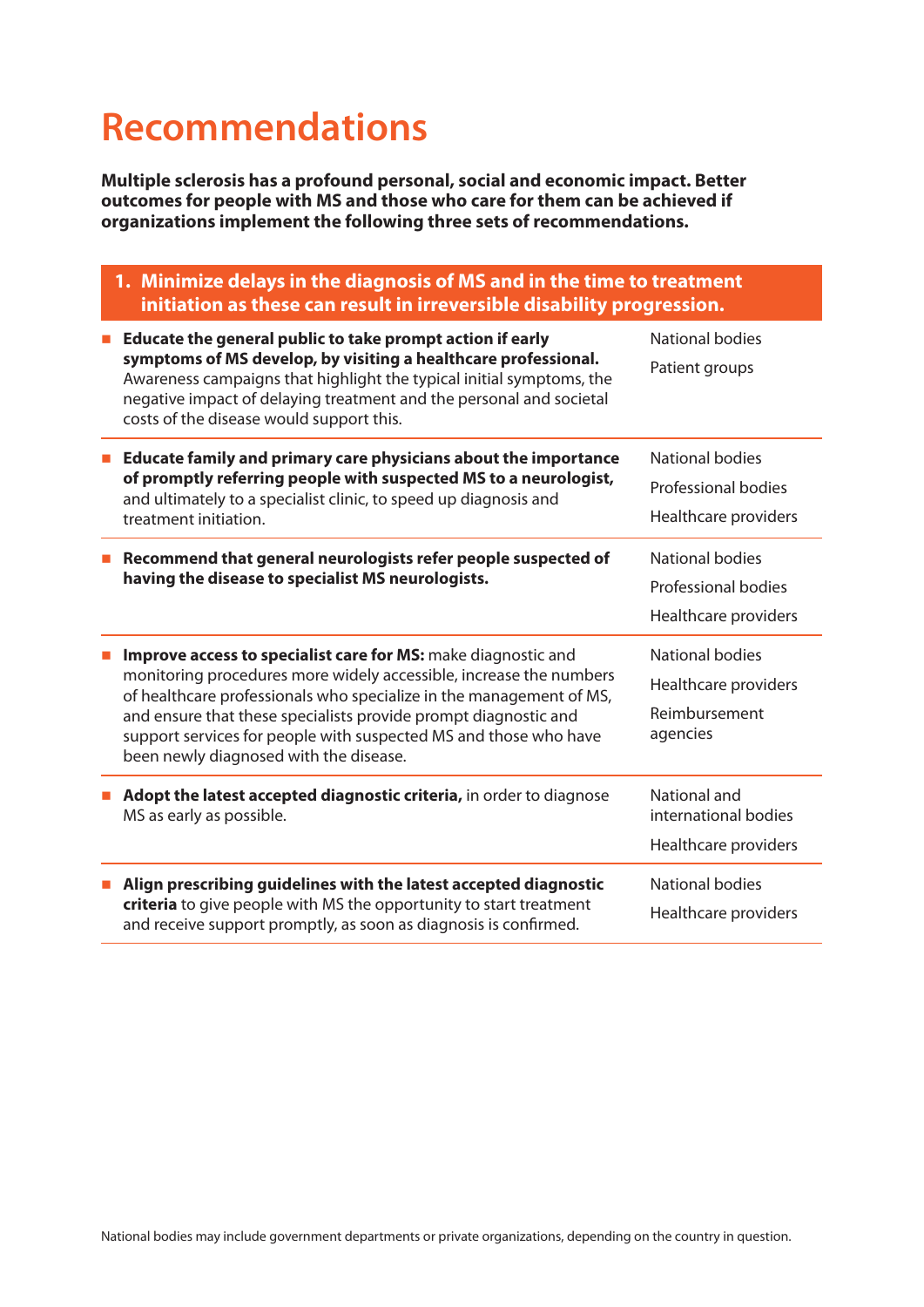# Recommendations

**Multiple sclerosis has a profound personal, social and economic impact. Better outcomes for people with MS and those who care for them can be achieved if organizations implement the following three sets of recommendations.**

| 1. Minimize delays in the diagnosis of MS and in the time to treatment initiation as these can result in irreversible disability progression. | |
|---|---|
| **Educate the general public to take prompt action if early symptoms of MS develop, by visiting a healthcare professional.** Awareness campaigns that highlight the typical initial symptoms, the negative impact of delaying treatment and the personal and societal costs of the disease would support this. | National bodies<br>Patient groups |
| **Educate family and primary care physicians about the importance of promptly referring people with suspected MS to a neurologist,** and ultimately to a specialist clinic, to speed up diagnosis and treatment initiation. | National bodies<br>Professional bodies<br>Healthcare providers |
| **Recommend that general neurologists refer people suspected of having the disease to specialist MS neurologists.** | National bodies<br>Professional bodies<br>Healthcare providers |
| **Improve access to specialist care for MS:** make diagnostic and monitoring procedures more widely accessible, increase the numbers of healthcare professionals who specialize in the management of MS, and ensure that these specialists provide prompt diagnostic and support services for people with suspected MS and those who have been newly diagnosed with the disease. | National bodies<br>Healthcare providers<br>Reimbursement agencies |
| **Adopt the latest accepted diagnostic criteria,** in order to diagnose MS as early as possible. | National and international bodies<br>Healthcare providers |
| **Align prescribing guidelines with the latest accepted diagnostic criteria** to give people with MS the opportunity to start treatment and receive support promptly, as soon as diagnosis is confirmed. | National bodies<br>Healthcare providers |

National bodies may include government departments or private organizations, depending on the country in question.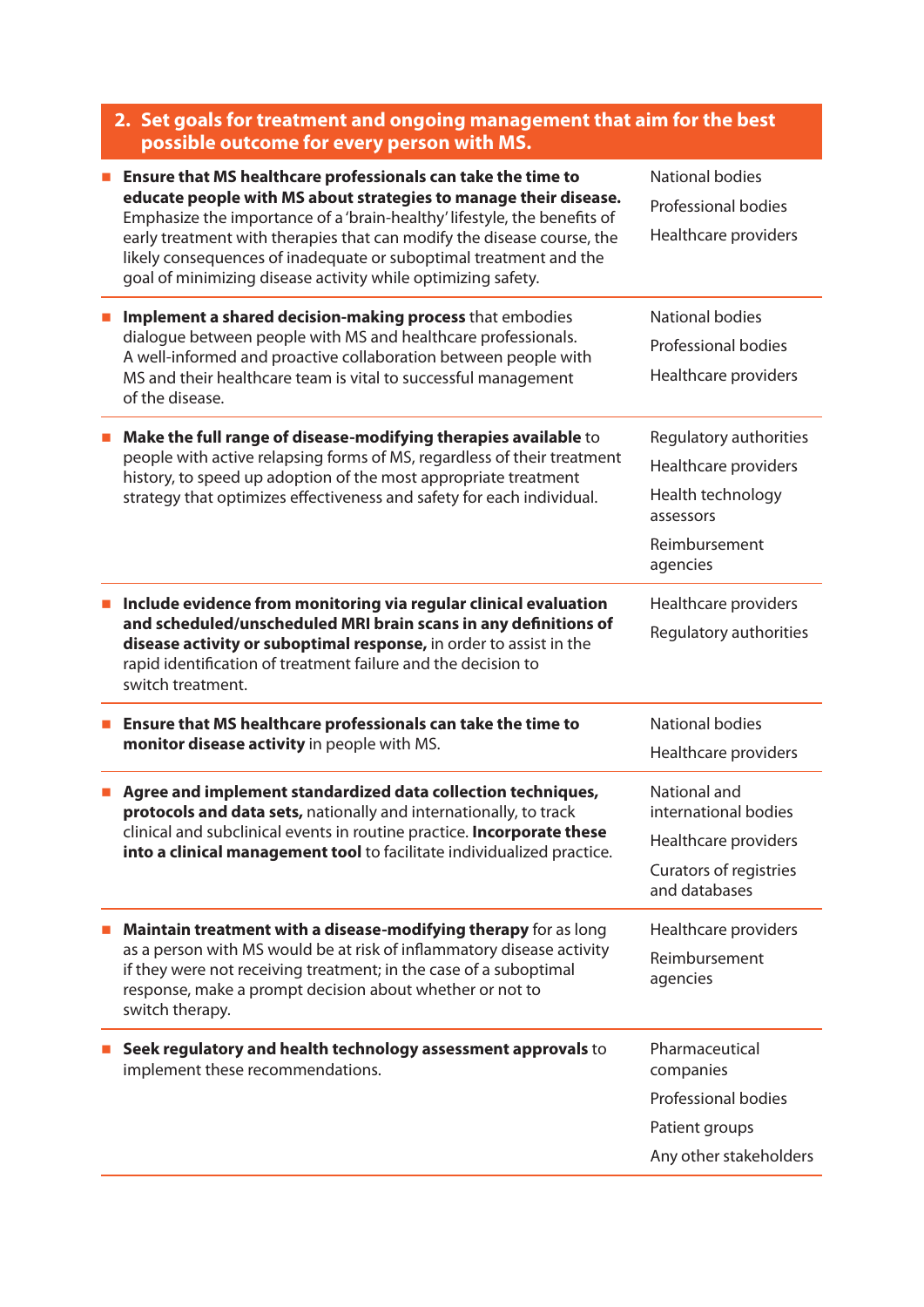## 2. Set goals for treatment and ongoing management that aim for the best possible outcome for every person with MS.

| Recommendation | Stakeholders |
|---|---|
| **Ensure that MS healthcare professionals can take the time to educate people with MS about strategies to manage their disease.** Emphasize the importance of a 'brain-healthy' lifestyle, the benefits of early treatment with therapies that can modify the disease course, the likely consequences of inadequate or suboptimal treatment and the goal of minimizing disease activity while optimizing safety. | National bodies<br>Professional bodies<br>Healthcare providers |
| **Implement a shared decision-making process** that embodies dialogue between people with MS and healthcare professionals. A well-informed and proactive collaboration between people with MS and their healthcare team is vital to successful management of the disease. | National bodies<br>Professional bodies<br>Healthcare providers |
| **Make the full range of disease-modifying therapies available** to people with active relapsing forms of MS, regardless of their treatment history, to speed up adoption of the most appropriate treatment strategy that optimizes effectiveness and safety for each individual. | Regulatory authorities<br>Healthcare providers<br>Health technology assessors<br>Reimbursement agencies |
| **Include evidence from monitoring via regular clinical evaluation and scheduled/unscheduled MRI brain scans in any definitions of disease activity or suboptimal response,** in order to assist in the rapid identification of treatment failure and the decision to switch treatment. | Healthcare providers<br>Regulatory authorities |
| **Ensure that MS healthcare professionals can take the time to monitor disease activity** in people with MS. | National bodies<br>Healthcare providers |
| **Agree and implement standardized data collection techniques, protocols and data sets,** nationally and internationally, to track clinical and subclinical events in routine practice. **Incorporate these into a clinical management tool** to facilitate individualized practice. | National and international bodies<br>Healthcare providers<br>Curators of registries and databases |
| **Maintain treatment with a disease-modifying therapy** for as long as a person with MS would be at risk of inflammatory disease activity if they were not receiving treatment; in the case of a suboptimal response, make a prompt decision about whether or not to switch therapy. | Healthcare providers<br>Reimbursement agencies |
| **Seek regulatory and health technology assessment approvals** to implement these recommendations. | Pharmaceutical companies<br>Professional bodies<br>Patient groups<br>Any other stakeholders |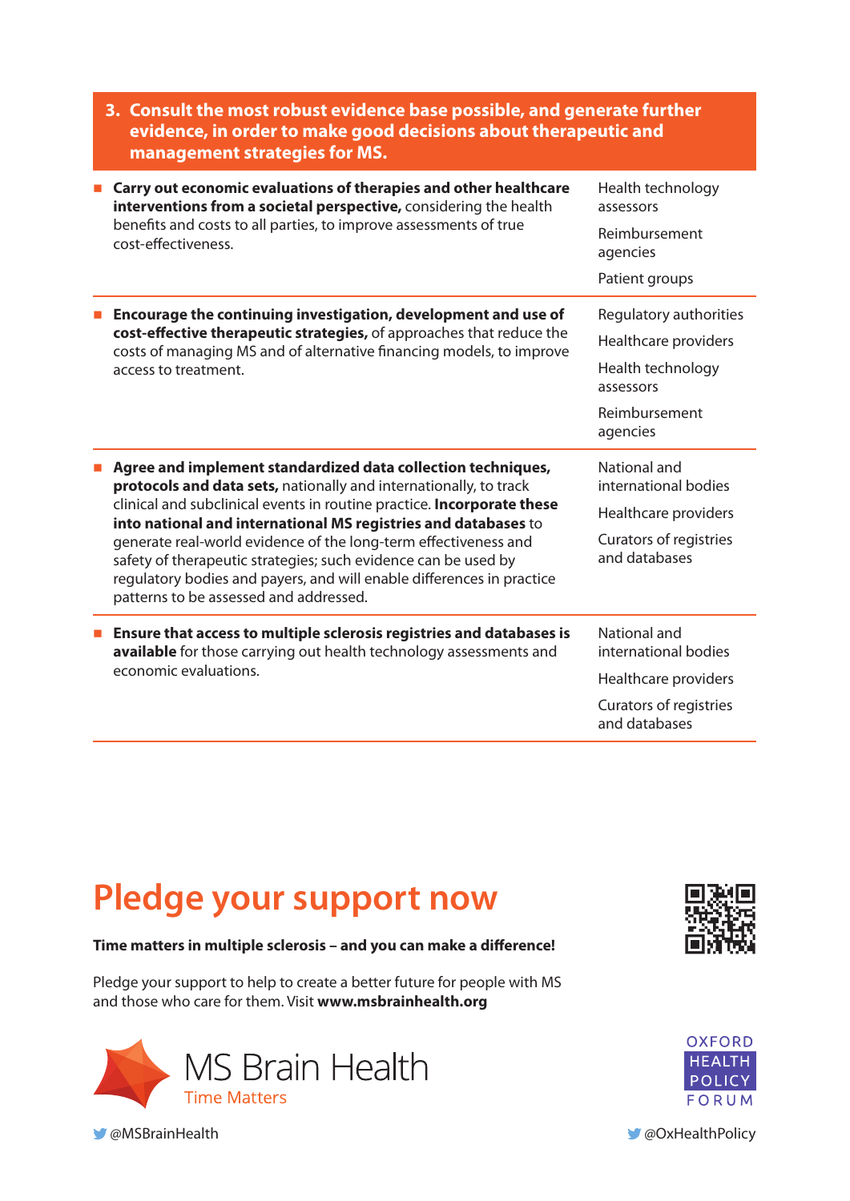## 3. Consult the most robust evidence base possible, and generate further evidence, in order to make good decisions about therapeutic and management strategies for MS.

| | |
|---|---|
| **Carry out economic evaluations of therapies and other healthcare interventions from a societal perspective,** considering the health benefits and costs to all parties, to improve assessments of true cost-effectiveness. | Health technology assessors<br>Reimbursement agencies<br>Patient groups |
| **Encourage the continuing investigation, development and use of cost-effective therapeutic strategies,** of approaches that reduce the costs of managing MS and of alternative financing models, to improve access to treatment. | Regulatory authorities<br>Healthcare providers<br>Health technology assessors<br>Reimbursement agencies |
| **Agree and implement standardized data collection techniques, protocols and data sets,** nationally and internationally, to track clinical and subclinical events in routine practice. **Incorporate these into national and international MS registries and databases** to generate real-world evidence of the long-term effectiveness and safety of therapeutic strategies; such evidence can be used by regulatory bodies and payers, and will enable differences in practice patterns to be assessed and addressed. | National and international bodies<br>Healthcare providers<br>Curators of registries and databases |
| **Ensure that access to multiple sclerosis registries and databases is available** for those carrying out health technology assessments and economic evaluations. | National and international bodies<br>Healthcare providers<br>Curators of registries and databases |

# Pledge your support now

**Time matters in multiple sclerosis – and you can make a difference!**

Pledge your support to help to create a better future for people with MS and those who care for them. Visit **www.msbrainhealth.org**

MS Brain Health
Time Matters

OXFORD HEALTH POLICY FORUM

@MSBrainHealth

@OxHealthPolicy